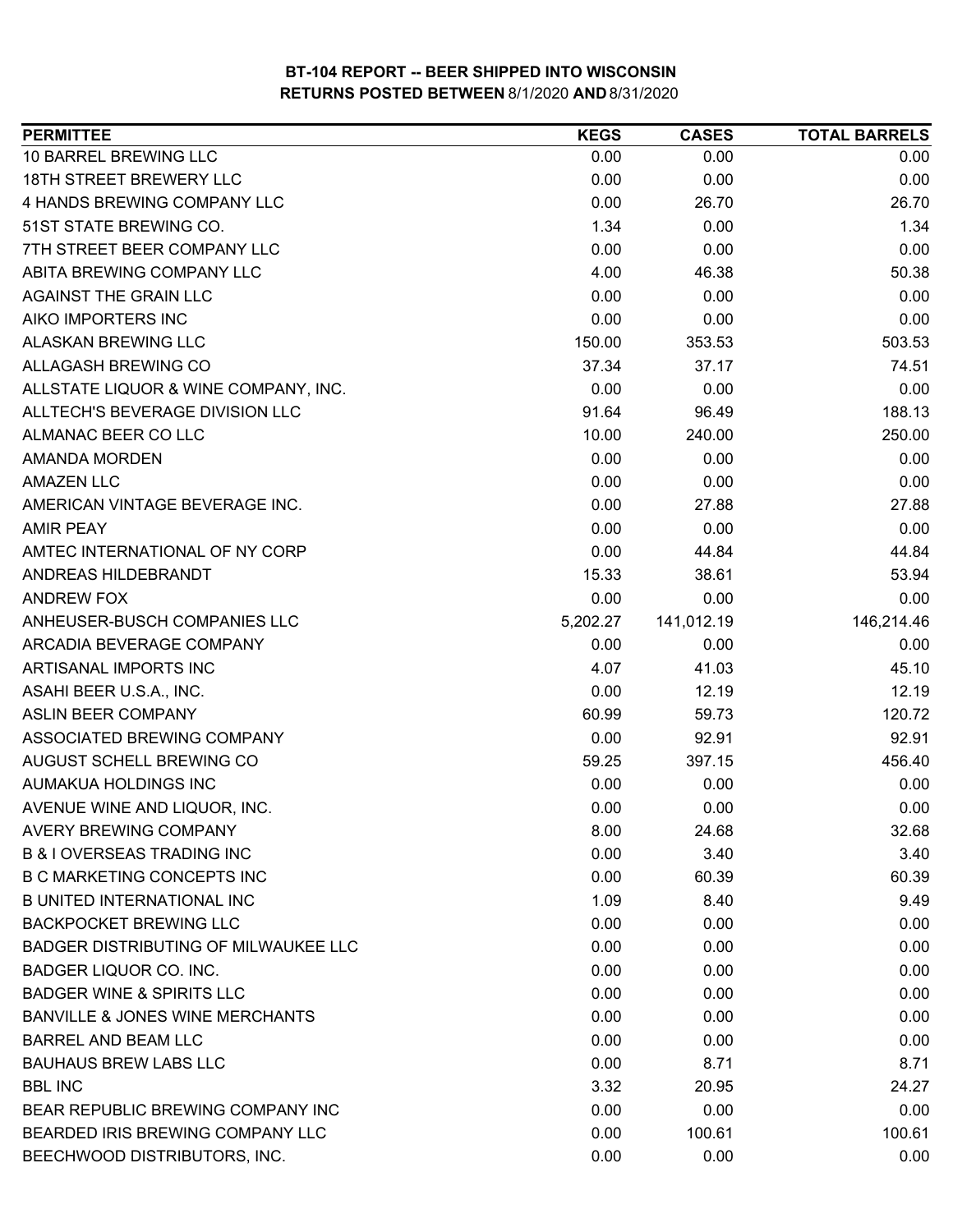# BT-104 REPORT -- BEER SHIPPED INTO WISCONSIN

## RETURNS POSTED BETWEEN 8/1/2020 AND 8/31/2020

| PERMITTEE | KEGS | CASES | TOTAL BARRELS |
|---|---|---|---|
| 10 BARREL BREWING LLC | 0.00 | 0.00 | 0.00 |
| 18TH STREET BREWERY LLC | 0.00 | 0.00 | 0.00 |
| 4 HANDS BREWING COMPANY LLC | 0.00 | 26.70 | 26.70 |
| 51ST STATE BREWING CO. | 1.34 | 0.00 | 1.34 |
| 7TH STREET BEER COMPANY LLC | 0.00 | 0.00 | 0.00 |
| ABITA BREWING COMPANY LLC | 4.00 | 46.38 | 50.38 |
| AGAINST THE GRAIN LLC | 0.00 | 0.00 | 0.00 |
| AIKO IMPORTERS INC | 0.00 | 0.00 | 0.00 |
| ALASKAN BREWING LLC | 150.00 | 353.53 | 503.53 |
| ALLAGASH BREWING CO | 37.34 | 37.17 | 74.51 |
| ALLSTATE LIQUOR & WINE COMPANY, INC. | 0.00 | 0.00 | 0.00 |
| ALLTECH'S BEVERAGE DIVISION LLC | 91.64 | 96.49 | 188.13 |
| ALMANAC BEER CO LLC | 10.00 | 240.00 | 250.00 |
| AMANDA MORDEN | 0.00 | 0.00 | 0.00 |
| AMAZEN LLC | 0.00 | 0.00 | 0.00 |
| AMERICAN VINTAGE BEVERAGE INC. | 0.00 | 27.88 | 27.88 |
| AMIR PEAY | 0.00 | 0.00 | 0.00 |
| AMTEC INTERNATIONAL OF NY CORP | 0.00 | 44.84 | 44.84 |
| ANDREAS HILDEBRANDT | 15.33 | 38.61 | 53.94 |
| ANDREW FOX | 0.00 | 0.00 | 0.00 |
| ANHEUSER-BUSCH COMPANIES LLC | 5,202.27 | 141,012.19 | 146,214.46 |
| ARCADIA BEVERAGE COMPANY | 0.00 | 0.00 | 0.00 |
| ARTISANAL IMPORTS INC | 4.07 | 41.03 | 45.10 |
| ASAHI BEER U.S.A., INC. | 0.00 | 12.19 | 12.19 |
| ASLIN BEER COMPANY | 60.99 | 59.73 | 120.72 |
| ASSOCIATED BREWING COMPANY | 0.00 | 92.91 | 92.91 |
| AUGUST SCHELL BREWING CO | 59.25 | 397.15 | 456.40 |
| AUMAKUA HOLDINGS INC | 0.00 | 0.00 | 0.00 |
| AVENUE WINE AND LIQUOR, INC. | 0.00 | 0.00 | 0.00 |
| AVERY BREWING COMPANY | 8.00 | 24.68 | 32.68 |
| B & I OVERSEAS TRADING INC | 0.00 | 3.40 | 3.40 |
| B C MARKETING CONCEPTS INC | 0.00 | 60.39 | 60.39 |
| B UNITED INTERNATIONAL INC | 1.09 | 8.40 | 9.49 |
| BACKPOCKET BREWING LLC | 0.00 | 0.00 | 0.00 |
| BADGER DISTRIBUTING OF MILWAUKEE LLC | 0.00 | 0.00 | 0.00 |
| BADGER LIQUOR CO. INC. | 0.00 | 0.00 | 0.00 |
| BADGER WINE & SPIRITS LLC | 0.00 | 0.00 | 0.00 |
| BANVILLE & JONES WINE MERCHANTS | 0.00 | 0.00 | 0.00 |
| BARREL AND BEAM LLC | 0.00 | 0.00 | 0.00 |
| BAUHAUS BREW LABS LLC | 0.00 | 8.71 | 8.71 |
| BBL INC | 3.32 | 20.95 | 24.27 |
| BEAR REPUBLIC BREWING COMPANY INC | 0.00 | 0.00 | 0.00 |
| BEARDED IRIS BREWING COMPANY LLC | 0.00 | 100.61 | 100.61 |
| BEECHWOOD DISTRIBUTORS, INC. | 0.00 | 0.00 | 0.00 |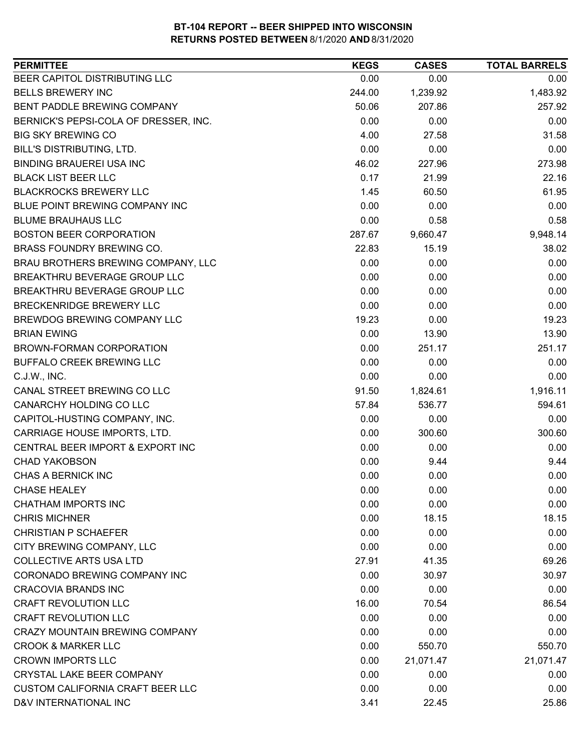**BT-104 REPORT -- BEER SHIPPED INTO WISCONSIN**
**RETURNS POSTED BETWEEN 8/1/2020 AND 8/31/2020**

| PERMITTEE | KEGS | CASES | TOTAL BARRELS |
|---|---|---|---|
| BEER CAPITOL DISTRIBUTING LLC | 0.00 | 0.00 | 0.00 |
| BELLS BREWERY INC | 244.00 | 1,239.92 | 1,483.92 |
| BENT PADDLE BREWING COMPANY | 50.06 | 207.86 | 257.92 |
| BERNICK'S PEPSI-COLA OF DRESSER, INC. | 0.00 | 0.00 | 0.00 |
| BIG SKY BREWING CO | 4.00 | 27.58 | 31.58 |
| BILL'S DISTRIBUTING, LTD. | 0.00 | 0.00 | 0.00 |
| BINDING BRAUEREI USA INC | 46.02 | 227.96 | 273.98 |
| BLACK LIST BEER LLC | 0.17 | 21.99 | 22.16 |
| BLACKROCKS BREWERY LLC | 1.45 | 60.50 | 61.95 |
| BLUE POINT BREWING COMPANY INC | 0.00 | 0.00 | 0.00 |
| BLUME BRAUHAUS LLC | 0.00 | 0.58 | 0.58 |
| BOSTON BEER CORPORATION | 287.67 | 9,660.47 | 9,948.14 |
| BRASS FOUNDRY BREWING CO. | 22.83 | 15.19 | 38.02 |
| BRAU BROTHERS BREWING COMPANY, LLC | 0.00 | 0.00 | 0.00 |
| BREAKTHRU BEVERAGE GROUP LLC | 0.00 | 0.00 | 0.00 |
| BREAKTHRU BEVERAGE GROUP LLC | 0.00 | 0.00 | 0.00 |
| BRECKENRIDGE BREWERY LLC | 0.00 | 0.00 | 0.00 |
| BREWDOG BREWING COMPANY LLC | 19.23 | 0.00 | 19.23 |
| BRIAN EWING | 0.00 | 13.90 | 13.90 |
| BROWN-FORMAN CORPORATION | 0.00 | 251.17 | 251.17 |
| BUFFALO CREEK BREWING LLC | 0.00 | 0.00 | 0.00 |
| C.J.W., INC. | 0.00 | 0.00 | 0.00 |
| CANAL STREET BREWING CO LLC | 91.50 | 1,824.61 | 1,916.11 |
| CANARCHY HOLDING CO LLC | 57.84 | 536.77 | 594.61 |
| CAPITOL-HUSTING COMPANY, INC. | 0.00 | 0.00 | 0.00 |
| CARRIAGE HOUSE IMPORTS, LTD. | 0.00 | 300.60 | 300.60 |
| CENTRAL BEER IMPORT & EXPORT INC | 0.00 | 0.00 | 0.00 |
| CHAD YAKOBSON | 0.00 | 9.44 | 9.44 |
| CHAS A BERNICK INC | 0.00 | 0.00 | 0.00 |
| CHASE HEALEY | 0.00 | 0.00 | 0.00 |
| CHATHAM IMPORTS INC | 0.00 | 0.00 | 0.00 |
| CHRIS MICHNER | 0.00 | 18.15 | 18.15 |
| CHRISTIAN P SCHAEFER | 0.00 | 0.00 | 0.00 |
| CITY BREWING COMPANY, LLC | 0.00 | 0.00 | 0.00 |
| COLLECTIVE ARTS USA LTD | 27.91 | 41.35 | 69.26 |
| CORONADO BREWING COMPANY INC | 0.00 | 30.97 | 30.97 |
| CRACOVIA BRANDS INC | 0.00 | 0.00 | 0.00 |
| CRAFT REVOLUTION LLC | 16.00 | 70.54 | 86.54 |
| CRAFT REVOLUTION LLC | 0.00 | 0.00 | 0.00 |
| CRAZY MOUNTAIN BREWING COMPANY | 0.00 | 0.00 | 0.00 |
| CROOK & MARKER LLC | 0.00 | 550.70 | 550.70 |
| CROWN IMPORTS LLC | 0.00 | 21,071.47 | 21,071.47 |
| CRYSTAL LAKE BEER COMPANY | 0.00 | 0.00 | 0.00 |
| CUSTOM CALIFORNIA CRAFT BEER LLC | 0.00 | 0.00 | 0.00 |
| D&V INTERNATIONAL INC | 3.41 | 22.45 | 25.86 |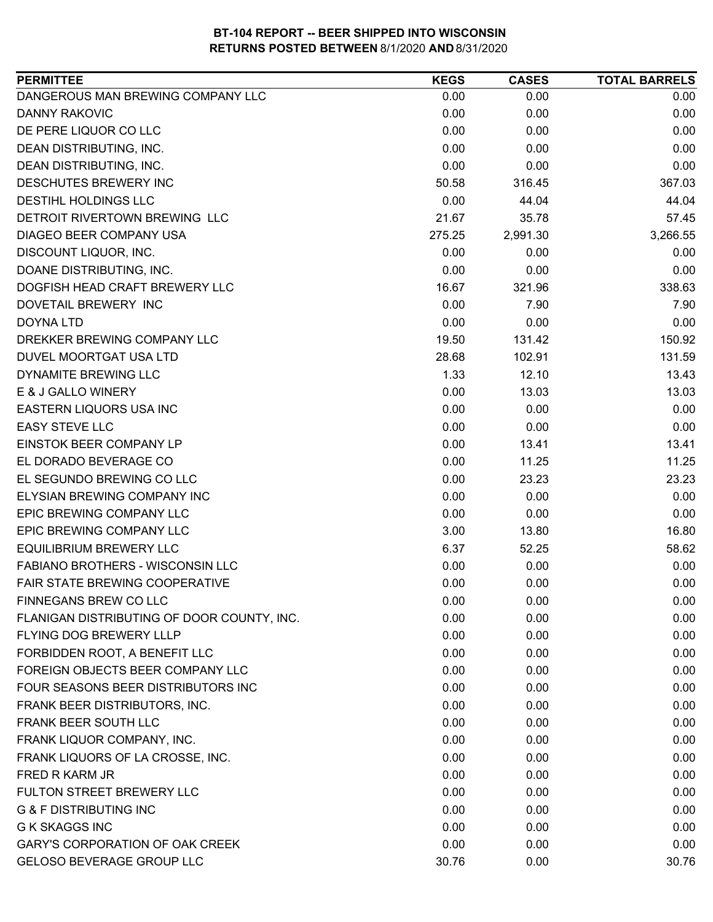**BT-104 REPORT -- BEER SHIPPED INTO WISCONSIN**
**RETURNS POSTED BETWEEN 8/1/2020 AND 8/31/2020**

| PERMITTEE | KEGS | CASES | TOTAL BARRELS |
|---|---|---|---|
| DANGEROUS MAN BREWING COMPANY LLC | 0.00 | 0.00 | 0.00 |
| DANNY RAKOVIC | 0.00 | 0.00 | 0.00 |
| DE PERE LIQUOR CO LLC | 0.00 | 0.00 | 0.00 |
| DEAN DISTRIBUTING, INC. | 0.00 | 0.00 | 0.00 |
| DEAN DISTRIBUTING, INC. | 0.00 | 0.00 | 0.00 |
| DESCHUTES BREWERY INC | 50.58 | 316.45 | 367.03 |
| DESTIHL HOLDINGS LLC | 0.00 | 44.04 | 44.04 |
| DETROIT RIVERTOWN BREWING LLC | 21.67 | 35.78 | 57.45 |
| DIAGEO BEER COMPANY USA | 275.25 | 2,991.30 | 3,266.55 |
| DISCOUNT LIQUOR, INC. | 0.00 | 0.00 | 0.00 |
| DOANE DISTRIBUTING, INC. | 0.00 | 0.00 | 0.00 |
| DOGFISH HEAD CRAFT BREWERY LLC | 16.67 | 321.96 | 338.63 |
| DOVETAIL BREWERY INC | 0.00 | 7.90 | 7.90 |
| DOYNA LTD | 0.00 | 0.00 | 0.00 |
| DREKKER BREWING COMPANY LLC | 19.50 | 131.42 | 150.92 |
| DUVEL MOORTGAT USA LTD | 28.68 | 102.91 | 131.59 |
| DYNAMITE BREWING LLC | 1.33 | 12.10 | 13.43 |
| E & J GALLO WINERY | 0.00 | 13.03 | 13.03 |
| EASTERN LIQUORS USA INC | 0.00 | 0.00 | 0.00 |
| EASY STEVE LLC | 0.00 | 0.00 | 0.00 |
| EINSTOK BEER COMPANY LP | 0.00 | 13.41 | 13.41 |
| EL DORADO BEVERAGE CO | 0.00 | 11.25 | 11.25 |
| EL SEGUNDO BREWING CO LLC | 0.00 | 23.23 | 23.23 |
| ELYSIAN BREWING COMPANY INC | 0.00 | 0.00 | 0.00 |
| EPIC BREWING COMPANY LLC | 0.00 | 0.00 | 0.00 |
| EPIC BREWING COMPANY LLC | 3.00 | 13.80 | 16.80 |
| EQUILIBRIUM BREWERY LLC | 6.37 | 52.25 | 58.62 |
| FABIANO BROTHERS - WISCONSIN LLC | 0.00 | 0.00 | 0.00 |
| FAIR STATE BREWING COOPERATIVE | 0.00 | 0.00 | 0.00 |
| FINNEGANS BREW CO LLC | 0.00 | 0.00 | 0.00 |
| FLANIGAN DISTRIBUTING OF DOOR COUNTY, INC. | 0.00 | 0.00 | 0.00 |
| FLYING DOG BREWERY LLLP | 0.00 | 0.00 | 0.00 |
| FORBIDDEN ROOT, A BENEFIT LLC | 0.00 | 0.00 | 0.00 |
| FOREIGN OBJECTS BEER COMPANY LLC | 0.00 | 0.00 | 0.00 |
| FOUR SEASONS BEER DISTRIBUTORS INC | 0.00 | 0.00 | 0.00 |
| FRANK BEER DISTRIBUTORS, INC. | 0.00 | 0.00 | 0.00 |
| FRANK BEER SOUTH LLC | 0.00 | 0.00 | 0.00 |
| FRANK LIQUOR COMPANY, INC. | 0.00 | 0.00 | 0.00 |
| FRANK LIQUORS OF LA CROSSE, INC. | 0.00 | 0.00 | 0.00 |
| FRED R KARM JR | 0.00 | 0.00 | 0.00 |
| FULTON STREET BREWERY LLC | 0.00 | 0.00 | 0.00 |
| G & F DISTRIBUTING INC | 0.00 | 0.00 | 0.00 |
| G K SKAGGS INC | 0.00 | 0.00 | 0.00 |
| GARY'S CORPORATION OF OAK CREEK | 0.00 | 0.00 | 0.00 |
| GELOSO BEVERAGE GROUP LLC | 30.76 | 0.00 | 30.76 |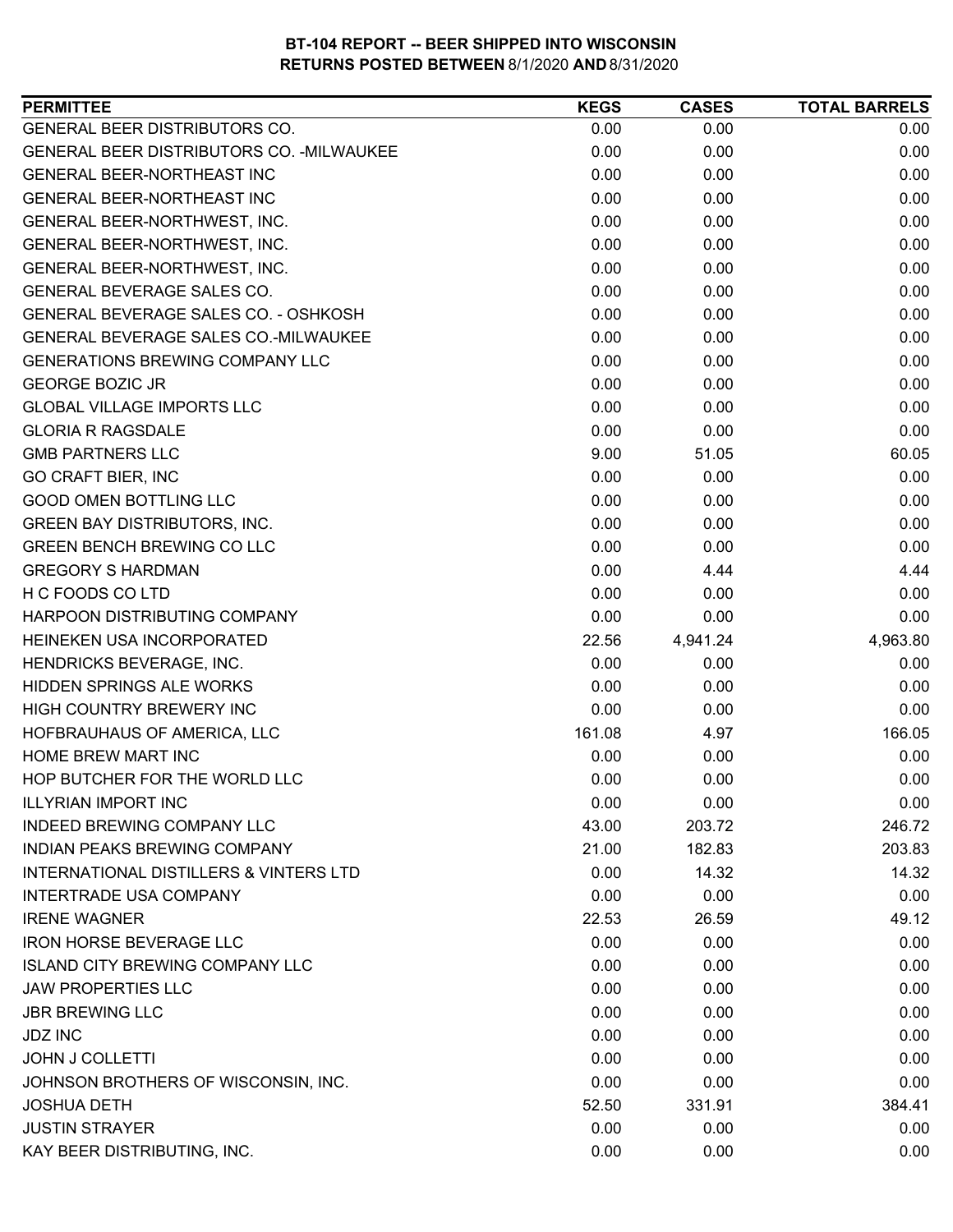**BT-104 REPORT -- BEER SHIPPED INTO WISCONSIN**
**RETURNS POSTED BETWEEN** 8/1/2020 **AND** 8/31/2020

| PERMITTEE | KEGS | CASES | TOTAL BARRELS |
|---|---|---|---|
| GENERAL BEER DISTRIBUTORS CO. | 0.00 | 0.00 | 0.00 |
| GENERAL BEER DISTRIBUTORS CO. -MILWAUKEE | 0.00 | 0.00 | 0.00 |
| GENERAL BEER-NORTHEAST INC | 0.00 | 0.00 | 0.00 |
| GENERAL BEER-NORTHEAST INC | 0.00 | 0.00 | 0.00 |
| GENERAL BEER-NORTHWEST, INC. | 0.00 | 0.00 | 0.00 |
| GENERAL BEER-NORTHWEST, INC. | 0.00 | 0.00 | 0.00 |
| GENERAL BEER-NORTHWEST, INC. | 0.00 | 0.00 | 0.00 |
| GENERAL BEVERAGE SALES CO. | 0.00 | 0.00 | 0.00 |
| GENERAL BEVERAGE SALES CO. - OSHKOSH | 0.00 | 0.00 | 0.00 |
| GENERAL BEVERAGE SALES CO.-MILWAUKEE | 0.00 | 0.00 | 0.00 |
| GENERATIONS BREWING COMPANY LLC | 0.00 | 0.00 | 0.00 |
| GEORGE BOZIC JR | 0.00 | 0.00 | 0.00 |
| GLOBAL VILLAGE IMPORTS LLC | 0.00 | 0.00 | 0.00 |
| GLORIA R RAGSDALE | 0.00 | 0.00 | 0.00 |
| GMB PARTNERS LLC | 9.00 | 51.05 | 60.05 |
| GO CRAFT BIER, INC | 0.00 | 0.00 | 0.00 |
| GOOD OMEN BOTTLING LLC | 0.00 | 0.00 | 0.00 |
| GREEN BAY DISTRIBUTORS, INC. | 0.00 | 0.00 | 0.00 |
| GREEN BENCH BREWING CO LLC | 0.00 | 0.00 | 0.00 |
| GREGORY S HARDMAN | 0.00 | 4.44 | 4.44 |
| H C FOODS CO LTD | 0.00 | 0.00 | 0.00 |
| HARPOON DISTRIBUTING COMPANY | 0.00 | 0.00 | 0.00 |
| HEINEKEN USA INCORPORATED | 22.56 | 4,941.24 | 4,963.80 |
| HENDRICKS BEVERAGE, INC. | 0.00 | 0.00 | 0.00 |
| HIDDEN SPRINGS ALE WORKS | 0.00 | 0.00 | 0.00 |
| HIGH COUNTRY BREWERY INC | 0.00 | 0.00 | 0.00 |
| HOFBRAUHAUS OF AMERICA, LLC | 161.08 | 4.97 | 166.05 |
| HOME BREW MART INC | 0.00 | 0.00 | 0.00 |
| HOP BUTCHER FOR THE WORLD LLC | 0.00 | 0.00 | 0.00 |
| ILLYRIAN IMPORT INC | 0.00 | 0.00 | 0.00 |
| INDEED BREWING COMPANY LLC | 43.00 | 203.72 | 246.72 |
| INDIAN PEAKS BREWING COMPANY | 21.00 | 182.83 | 203.83 |
| INTERNATIONAL DISTILLERS & VINTERS LTD | 0.00 | 14.32 | 14.32 |
| INTERTRADE USA COMPANY | 0.00 | 0.00 | 0.00 |
| IRENE WAGNER | 22.53 | 26.59 | 49.12 |
| IRON HORSE BEVERAGE LLC | 0.00 | 0.00 | 0.00 |
| ISLAND CITY BREWING COMPANY LLC | 0.00 | 0.00 | 0.00 |
| JAW PROPERTIES LLC | 0.00 | 0.00 | 0.00 |
| JBR BREWING LLC | 0.00 | 0.00 | 0.00 |
| JDZ INC | 0.00 | 0.00 | 0.00 |
| JOHN J COLLETTI | 0.00 | 0.00 | 0.00 |
| JOHNSON BROTHERS OF WISCONSIN, INC. | 0.00 | 0.00 | 0.00 |
| JOSHUA DETH | 52.50 | 331.91 | 384.41 |
| JUSTIN STRAYER | 0.00 | 0.00 | 0.00 |
| KAY BEER DISTRIBUTING, INC. | 0.00 | 0.00 | 0.00 |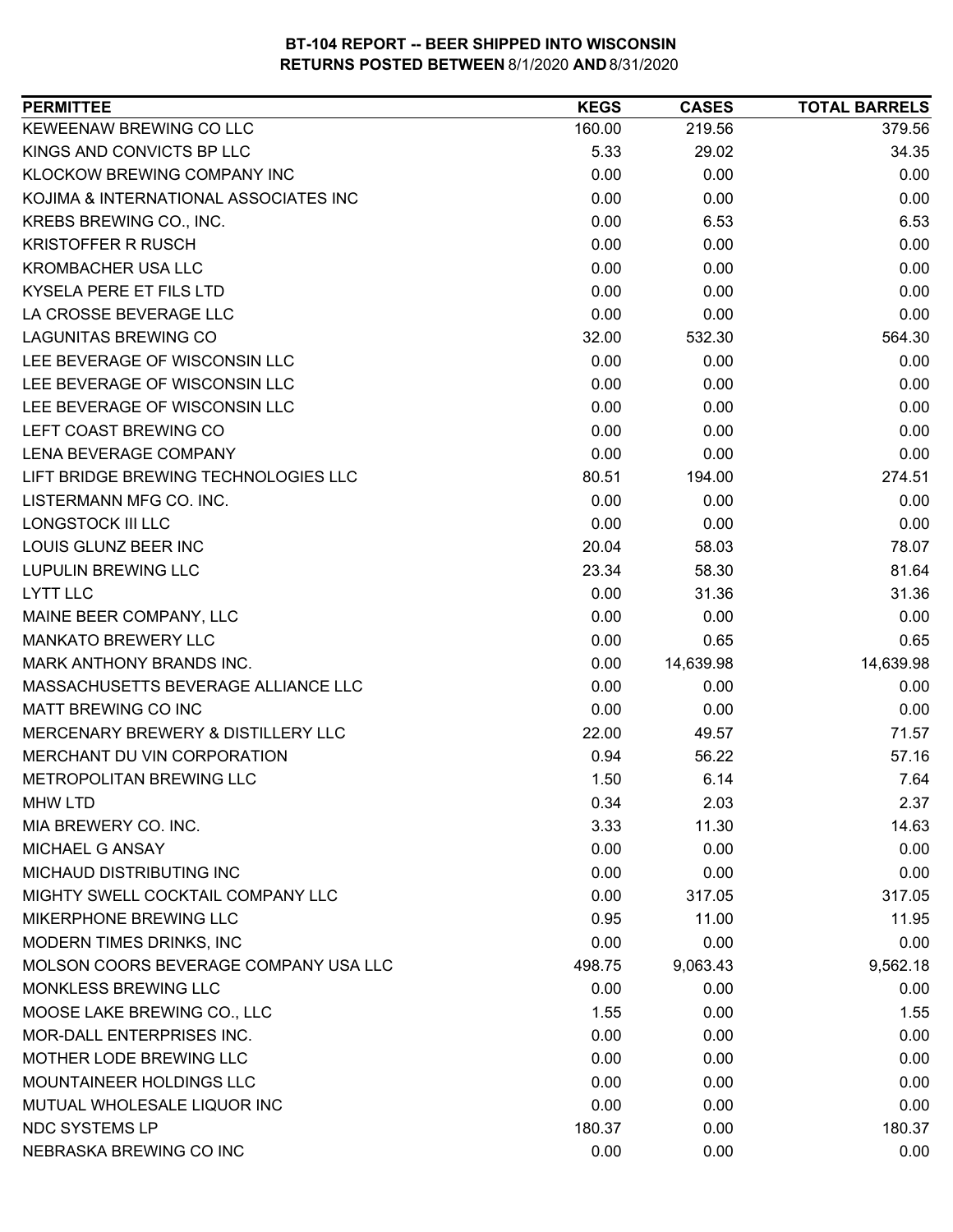**BT-104 REPORT -- BEER SHIPPED INTO WISCONSIN**
**RETURNS POSTED BETWEEN 8/1/2020 AND 8/31/2020**

| PERMITTEE | KEGS | CASES | TOTAL BARRELS |
|---|---|---|---|
| KEWEENAW BREWING CO LLC | 160.00 | 219.56 | 379.56 |
| KINGS AND CONVICTS BP LLC | 5.33 | 29.02 | 34.35 |
| KLOCKOW BREWING COMPANY INC | 0.00 | 0.00 | 0.00 |
| KOJIMA & INTERNATIONAL ASSOCIATES INC | 0.00 | 0.00 | 0.00 |
| KREBS BREWING CO., INC. | 0.00 | 6.53 | 6.53 |
| KRISTOFFER R RUSCH | 0.00 | 0.00 | 0.00 |
| KROMBACHER USA LLC | 0.00 | 0.00 | 0.00 |
| KYSELA PERE ET FILS LTD | 0.00 | 0.00 | 0.00 |
| LA CROSSE BEVERAGE LLC | 0.00 | 0.00 | 0.00 |
| LAGUNITAS BREWING CO | 32.00 | 532.30 | 564.30 |
| LEE BEVERAGE OF WISCONSIN LLC | 0.00 | 0.00 | 0.00 |
| LEE BEVERAGE OF WISCONSIN LLC | 0.00 | 0.00 | 0.00 |
| LEE BEVERAGE OF WISCONSIN LLC | 0.00 | 0.00 | 0.00 |
| LEFT COAST BREWING CO | 0.00 | 0.00 | 0.00 |
| LENA BEVERAGE COMPANY | 0.00 | 0.00 | 0.00 |
| LIFT BRIDGE BREWING TECHNOLOGIES LLC | 80.51 | 194.00 | 274.51 |
| LISTERMANN MFG CO. INC. | 0.00 | 0.00 | 0.00 |
| LONGSTOCK III LLC | 0.00 | 0.00 | 0.00 |
| LOUIS GLUNZ BEER INC | 20.04 | 58.03 | 78.07 |
| LUPULIN BREWING LLC | 23.34 | 58.30 | 81.64 |
| LYTT LLC | 0.00 | 31.36 | 31.36 |
| MAINE BEER COMPANY, LLC | 0.00 | 0.00 | 0.00 |
| MANKATO BREWERY LLC | 0.00 | 0.65 | 0.65 |
| MARK ANTHONY BRANDS INC. | 0.00 | 14,639.98 | 14,639.98 |
| MASSACHUSETTS BEVERAGE ALLIANCE LLC | 0.00 | 0.00 | 0.00 |
| MATT BREWING CO INC | 0.00 | 0.00 | 0.00 |
| MERCENARY BREWERY & DISTILLERY LLC | 22.00 | 49.57 | 71.57 |
| MERCHANT DU VIN CORPORATION | 0.94 | 56.22 | 57.16 |
| METROPOLITAN BREWING LLC | 1.50 | 6.14 | 7.64 |
| MHW LTD | 0.34 | 2.03 | 2.37 |
| MIA BREWERY CO. INC. | 3.33 | 11.30 | 14.63 |
| MICHAEL G ANSAY | 0.00 | 0.00 | 0.00 |
| MICHAUD DISTRIBUTING INC | 0.00 | 0.00 | 0.00 |
| MIGHTY SWELL COCKTAIL COMPANY LLC | 0.00 | 317.05 | 317.05 |
| MIKERPHONE BREWING LLC | 0.95 | 11.00 | 11.95 |
| MODERN TIMES DRINKS, INC | 0.00 | 0.00 | 0.00 |
| MOLSON COORS BEVERAGE COMPANY USA LLC | 498.75 | 9,063.43 | 9,562.18 |
| MONKLESS BREWING LLC | 0.00 | 0.00 | 0.00 |
| MOOSE LAKE BREWING CO., LLC | 1.55 | 0.00 | 1.55 |
| MOR-DALL ENTERPRISES INC. | 0.00 | 0.00 | 0.00 |
| MOTHER LODE BREWING LLC | 0.00 | 0.00 | 0.00 |
| MOUNTAINEER HOLDINGS LLC | 0.00 | 0.00 | 0.00 |
| MUTUAL WHOLESALE LIQUOR INC | 0.00 | 0.00 | 0.00 |
| NDC SYSTEMS LP | 180.37 | 0.00 | 180.37 |
| NEBRASKA BREWING CO INC | 0.00 | 0.00 | 0.00 |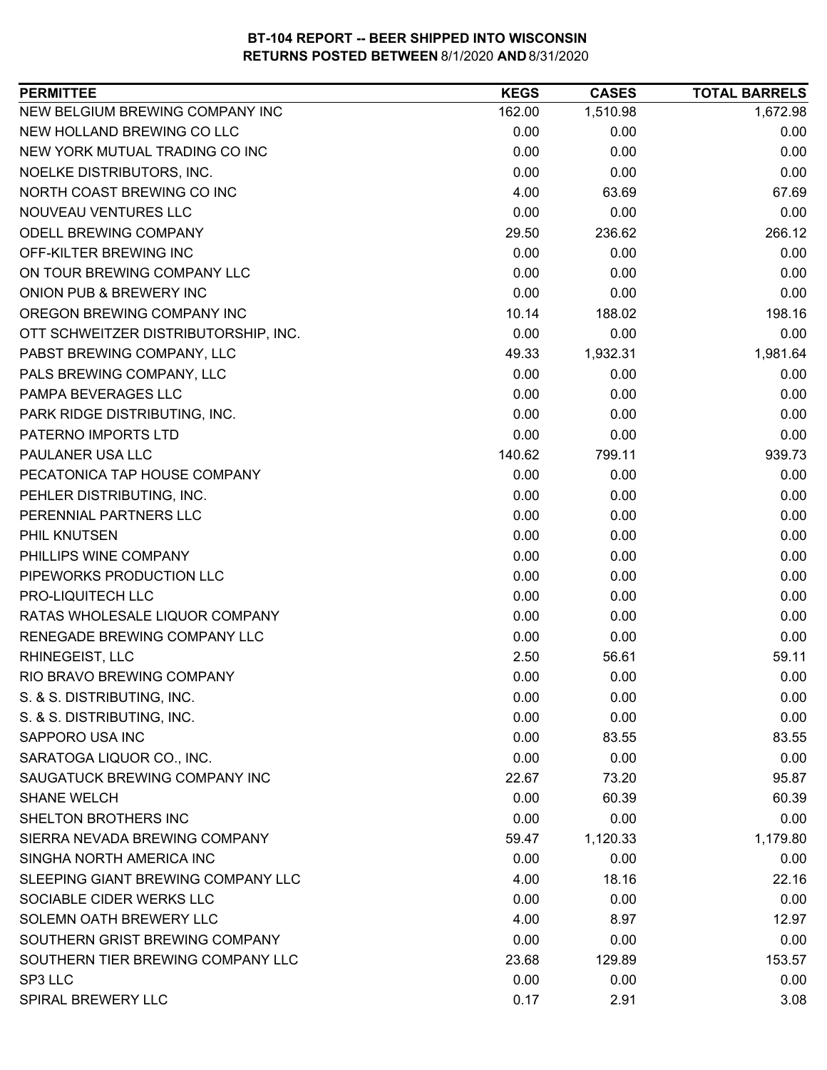**BT-104 REPORT -- BEER SHIPPED INTO WISCONSIN**
**RETURNS POSTED BETWEEN** 8/1/2020 **AND** 8/31/2020

| PERMITTEE | KEGS | CASES | TOTAL BARRELS |
|---|---|---|---|
| NEW BELGIUM BREWING COMPANY INC | 162.00 | 1,510.98 | 1,672.98 |
| NEW HOLLAND BREWING CO LLC | 0.00 | 0.00 | 0.00 |
| NEW YORK MUTUAL TRADING CO INC | 0.00 | 0.00 | 0.00 |
| NOELKE DISTRIBUTORS, INC. | 0.00 | 0.00 | 0.00 |
| NORTH COAST BREWING CO INC | 4.00 | 63.69 | 67.69 |
| NOUVEAU VENTURES LLC | 0.00 | 0.00 | 0.00 |
| ODELL BREWING COMPANY | 29.50 | 236.62 | 266.12 |
| OFF-KILTER BREWING INC | 0.00 | 0.00 | 0.00 |
| ON TOUR BREWING COMPANY LLC | 0.00 | 0.00 | 0.00 |
| ONION PUB & BREWERY INC | 0.00 | 0.00 | 0.00 |
| OREGON BREWING COMPANY INC | 10.14 | 188.02 | 198.16 |
| OTT SCHWEITZER DISTRIBUTORSHIP, INC. | 0.00 | 0.00 | 0.00 |
| PABST BREWING COMPANY, LLC | 49.33 | 1,932.31 | 1,981.64 |
| PALS BREWING COMPANY, LLC | 0.00 | 0.00 | 0.00 |
| PAMPA BEVERAGES LLC | 0.00 | 0.00 | 0.00 |
| PARK RIDGE DISTRIBUTING, INC. | 0.00 | 0.00 | 0.00 |
| PATERNO IMPORTS LTD | 0.00 | 0.00 | 0.00 |
| PAULANER USA LLC | 140.62 | 799.11 | 939.73 |
| PECATONICA TAP HOUSE COMPANY | 0.00 | 0.00 | 0.00 |
| PEHLER DISTRIBUTING, INC. | 0.00 | 0.00 | 0.00 |
| PERENNIAL PARTNERS LLC | 0.00 | 0.00 | 0.00 |
| PHIL KNUTSEN | 0.00 | 0.00 | 0.00 |
| PHILLIPS WINE COMPANY | 0.00 | 0.00 | 0.00 |
| PIPEWORKS PRODUCTION LLC | 0.00 | 0.00 | 0.00 |
| PRO-LIQUITECH LLC | 0.00 | 0.00 | 0.00 |
| RATAS WHOLESALE LIQUOR COMPANY | 0.00 | 0.00 | 0.00 |
| RENEGADE BREWING COMPANY LLC | 0.00 | 0.00 | 0.00 |
| RHINEGEIST, LLC | 2.50 | 56.61 | 59.11 |
| RIO BRAVO BREWING COMPANY | 0.00 | 0.00 | 0.00 |
| S. & S. DISTRIBUTING, INC. | 0.00 | 0.00 | 0.00 |
| S. & S. DISTRIBUTING, INC. | 0.00 | 0.00 | 0.00 |
| SAPPORO USA INC | 0.00 | 83.55 | 83.55 |
| SARATOGA LIQUOR CO., INC. | 0.00 | 0.00 | 0.00 |
| SAUGATUCK BREWING COMPANY INC | 22.67 | 73.20 | 95.87 |
| SHANE WELCH | 0.00 | 60.39 | 60.39 |
| SHELTON BROTHERS INC | 0.00 | 0.00 | 0.00 |
| SIERRA NEVADA BREWING COMPANY | 59.47 | 1,120.33 | 1,179.80 |
| SINGHA NORTH AMERICA INC | 0.00 | 0.00 | 0.00 |
| SLEEPING GIANT BREWING COMPANY LLC | 4.00 | 18.16 | 22.16 |
| SOCIABLE CIDER WERKS LLC | 0.00 | 0.00 | 0.00 |
| SOLEMN OATH BREWERY LLC | 4.00 | 8.97 | 12.97 |
| SOUTHERN GRIST BREWING COMPANY | 0.00 | 0.00 | 0.00 |
| SOUTHERN TIER BREWING COMPANY LLC | 23.68 | 129.89 | 153.57 |
| SP3 LLC | 0.00 | 0.00 | 0.00 |
| SPIRAL BREWERY LLC | 0.17 | 2.91 | 3.08 |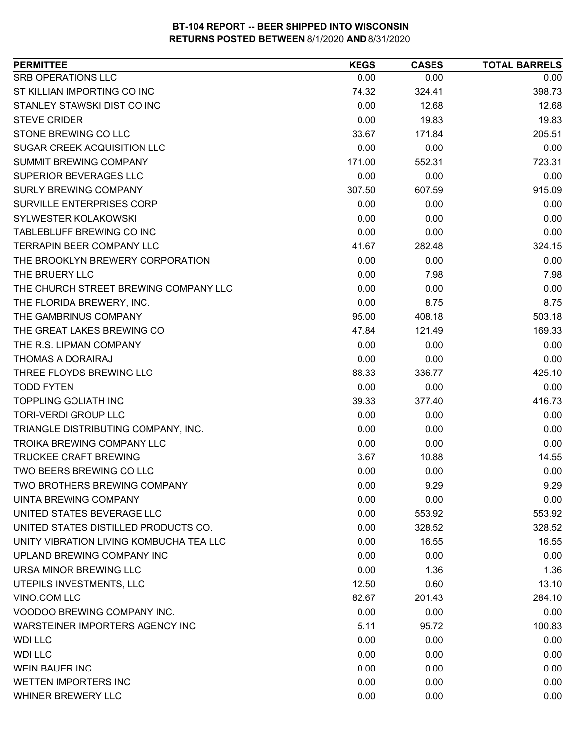# BT-104 REPORT -- BEER SHIPPED INTO WISCONSIN
## RETURNS POSTED BETWEEN 8/1/2020 AND 8/31/2020

| PERMITTEE | KEGS | CASES | TOTAL BARRELS |
|---|---|---|---|
| SRB OPERATIONS LLC | 0.00 | 0.00 | 0.00 |
| ST KILLIAN IMPORTING CO INC | 74.32 | 324.41 | 398.73 |
| STANLEY STAWSKI DIST CO INC | 0.00 | 12.68 | 12.68 |
| STEVE CRIDER | 0.00 | 19.83 | 19.83 |
| STONE BREWING CO LLC | 33.67 | 171.84 | 205.51 |
| SUGAR CREEK ACQUISITION LLC | 0.00 | 0.00 | 0.00 |
| SUMMIT BREWING COMPANY | 171.00 | 552.31 | 723.31 |
| SUPERIOR BEVERAGES LLC | 0.00 | 0.00 | 0.00 |
| SURLY BREWING COMPANY | 307.50 | 607.59 | 915.09 |
| SURVILLE ENTERPRISES CORP | 0.00 | 0.00 | 0.00 |
| SYLWESTER KOLAKOWSKI | 0.00 | 0.00 | 0.00 |
| TABLEBLUFF BREWING CO INC | 0.00 | 0.00 | 0.00 |
| TERRAPIN BEER COMPANY LLC | 41.67 | 282.48 | 324.15 |
| THE BROOKLYN BREWERY CORPORATION | 0.00 | 0.00 | 0.00 |
| THE BRUERY LLC | 0.00 | 7.98 | 7.98 |
| THE CHURCH STREET BREWING COMPANY LLC | 0.00 | 0.00 | 0.00 |
| THE FLORIDA BREWERY, INC. | 0.00 | 8.75 | 8.75 |
| THE GAMBRINUS COMPANY | 95.00 | 408.18 | 503.18 |
| THE GREAT LAKES BREWING CO | 47.84 | 121.49 | 169.33 |
| THE R.S. LIPMAN COMPANY | 0.00 | 0.00 | 0.00 |
| THOMAS A DORAIRAJ | 0.00 | 0.00 | 0.00 |
| THREE FLOYDS BREWING LLC | 88.33 | 336.77 | 425.10 |
| TODD FYTEN | 0.00 | 0.00 | 0.00 |
| TOPPLING GOLIATH INC | 39.33 | 377.40 | 416.73 |
| TORI-VERDI GROUP LLC | 0.00 | 0.00 | 0.00 |
| TRIANGLE DISTRIBUTING COMPANY, INC. | 0.00 | 0.00 | 0.00 |
| TROIKA BREWING COMPANY LLC | 0.00 | 0.00 | 0.00 |
| TRUCKEE CRAFT BREWING | 3.67 | 10.88 | 14.55 |
| TWO BEERS BREWING CO LLC | 0.00 | 0.00 | 0.00 |
| TWO BROTHERS BREWING COMPANY | 0.00 | 9.29 | 9.29 |
| UINTA BREWING COMPANY | 0.00 | 0.00 | 0.00 |
| UNITED STATES BEVERAGE LLC | 0.00 | 553.92 | 553.92 |
| UNITED STATES DISTILLED PRODUCTS CO. | 0.00 | 328.52 | 328.52 |
| UNITY VIBRATION LIVING KOMBUCHA TEA LLC | 0.00 | 16.55 | 16.55 |
| UPLAND BREWING COMPANY INC | 0.00 | 0.00 | 0.00 |
| URSA MINOR BREWING LLC | 0.00 | 1.36 | 1.36 |
| UTEPILS INVESTMENTS, LLC | 12.50 | 0.60 | 13.10 |
| VINO.COM LLC | 82.67 | 201.43 | 284.10 |
| VOODOO BREWING COMPANY INC. | 0.00 | 0.00 | 0.00 |
| WARSTEINER IMPORTERS AGENCY INC | 5.11 | 95.72 | 100.83 |
| WDI LLC | 0.00 | 0.00 | 0.00 |
| WDI LLC | 0.00 | 0.00 | 0.00 |
| WEIN BAUER INC | 0.00 | 0.00 | 0.00 |
| WETTEN IMPORTERS INC | 0.00 | 0.00 | 0.00 |
| WHINER BREWERY LLC | 0.00 | 0.00 | 0.00 |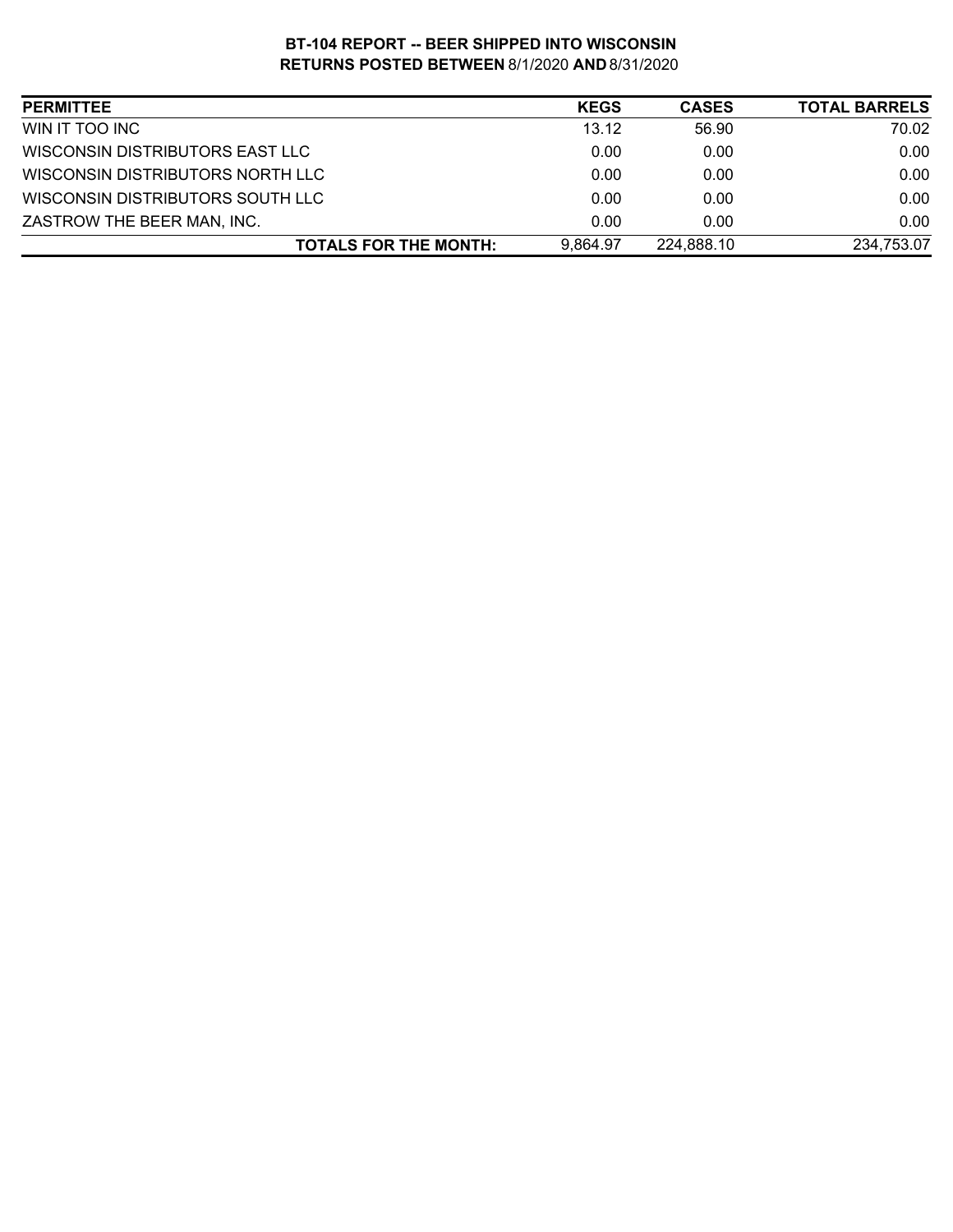**BT-104 REPORT -- BEER SHIPPED INTO WISCONSIN**
**RETURNS POSTED BETWEEN** 8/1/2020 **AND** 8/31/2020

| PERMITTEE | KEGS | CASES | TOTAL BARRELS |
|---|---|---|---|
| WIN IT TOO INC | 13.12 | 56.90 | 70.02 |
| WISCONSIN DISTRIBUTORS EAST LLC | 0.00 | 0.00 | 0.00 |
| WISCONSIN DISTRIBUTORS NORTH LLC | 0.00 | 0.00 | 0.00 |
| WISCONSIN DISTRIBUTORS SOUTH LLC | 0.00 | 0.00 | 0.00 |
| ZASTROW THE BEER MAN, INC. | 0.00 | 0.00 | 0.00 |
| **TOTALS FOR THE MONTH:** | 9,864.97 | 224,888.10 | 234,753.07 |